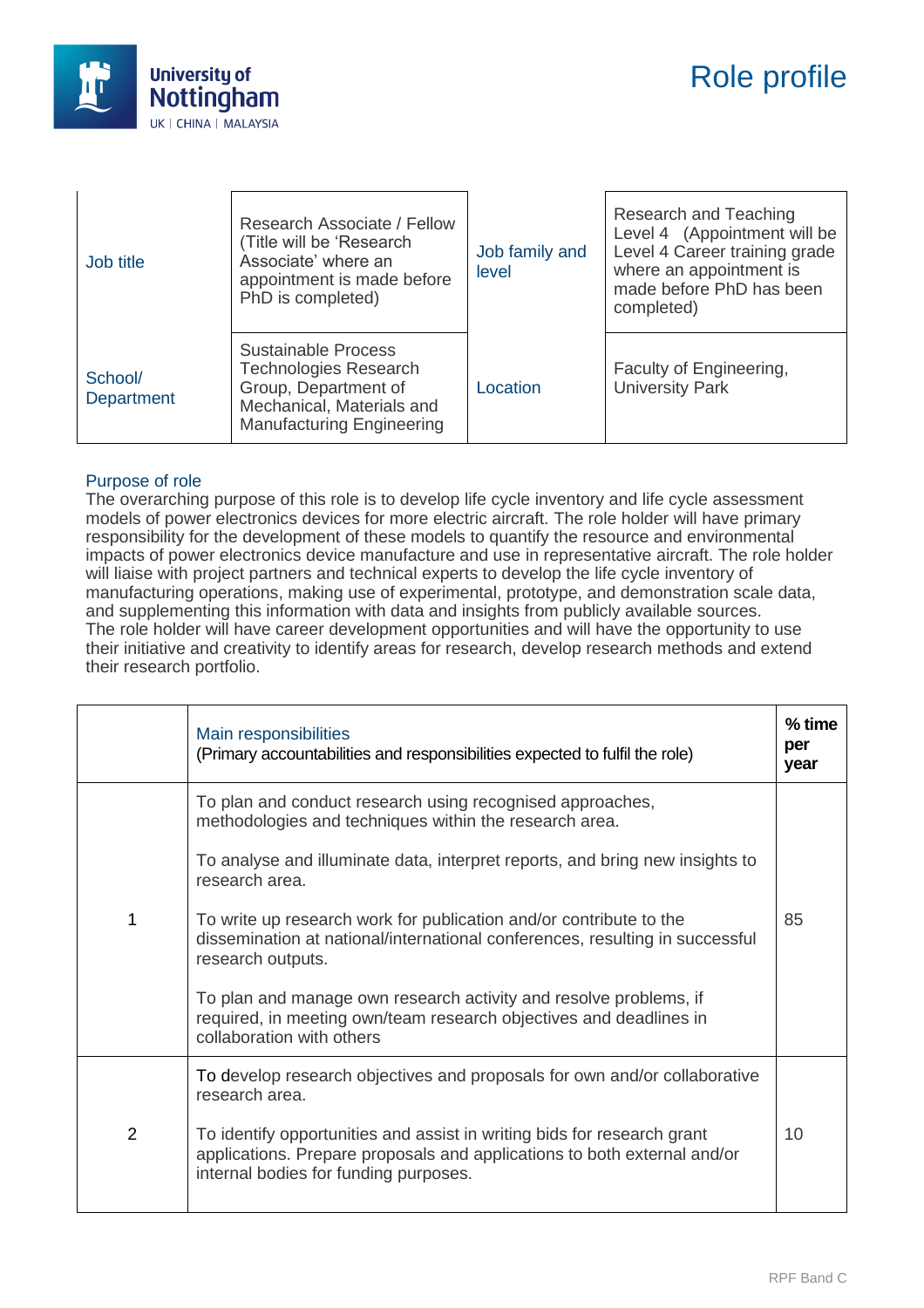# Role profile

| Job title | Research Associate / Fellow (Title will be 'Research Associate' where an appointment is made before PhD is completed) | Job family and level | Research and Teaching Level 4 (Appointment will be Level 4 Career training grade where an appointment is made before PhD has been completed) |
|---|---|---|---|
| School/ Department | Sustainable Process Technologies Research Group, Department of Mechanical, Materials and Manufacturing Engineering | Location | Faculty of Engineering, University Park |

## Purpose of role

The overarching purpose of this role is to develop life cycle inventory and life cycle assessment models of power electronics devices for more electric aircraft. The role holder will have primary responsibility for the development of these models to quantify the resource and environmental impacts of power electronics device manufacture and use in representative aircraft. The role holder will liaise with project partners and technical experts to develop the life cycle inventory of manufacturing operations, making use of experimental, prototype, and demonstration scale data, and supplementing this information with data and insights from publicly available sources.
The role holder will have career development opportunities and will have the opportunity to use their initiative and creativity to identify areas for research, develop research methods and extend their research portfolio.

| | Main responsibilities (Primary accountabilities and responsibilities expected to fulfil the role) | % time per year |
|---|---|---|
| 1 | To plan and conduct research using recognised approaches, methodologies and techniques within the research area.<br><br>To analyse and illuminate data, interpret reports, and bring new insights to research area.<br><br>To write up research work for publication and/or contribute to the dissemination at national/international conferences, resulting in successful research outputs.<br><br>To plan and manage own research activity and resolve problems, if required, in meeting own/team research objectives and deadlines in collaboration with others | 85 |
| 2 | To develop research objectives and proposals for own and/or collaborative research area.<br><br>To identify opportunities and assist in writing bids for research grant applications. Prepare proposals and applications to both external and/or internal bodies for funding purposes. | 10 |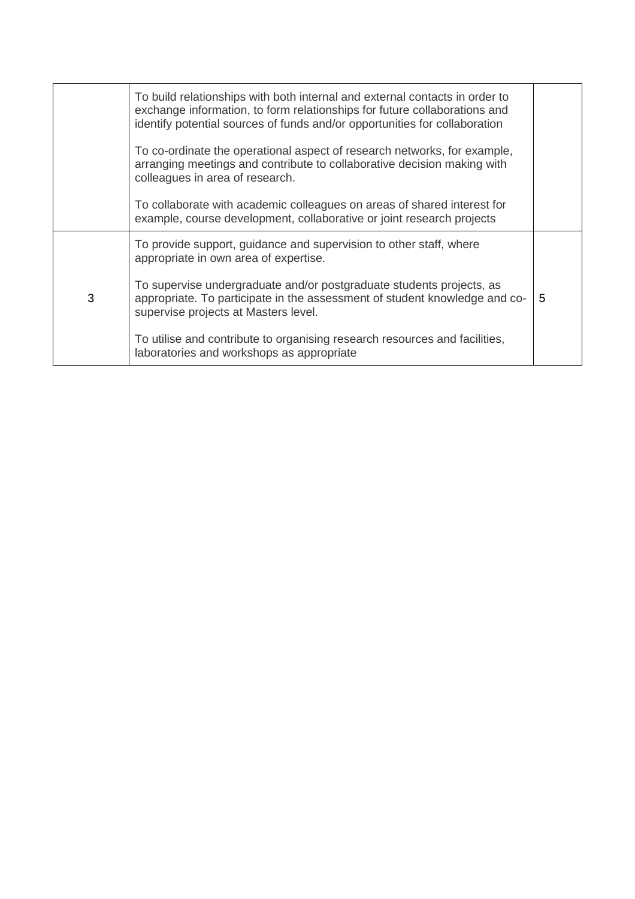| | | |
|---|---|---|
| | To build relationships with both internal and external contacts in order to exchange information, to form relationships for future collaborations and identify potential sources of funds and/or opportunities for collaboration<br><br>To co-ordinate the operational aspect of research networks, for example, arranging meetings and contribute to collaborative decision making with colleagues in area of research.<br><br>To collaborate with academic colleagues on areas of shared interest for example, course development, collaborative or joint research projects | |
| 3 | To provide support, guidance and supervision to other staff, where appropriate in own area of expertise.<br><br>To supervise undergraduate and/or postgraduate students projects, as appropriate. To participate in the assessment of student knowledge and co-supervise projects at Masters level.<br><br>To utilise and contribute to organising research resources and facilities, laboratories and workshops as appropriate | 5 |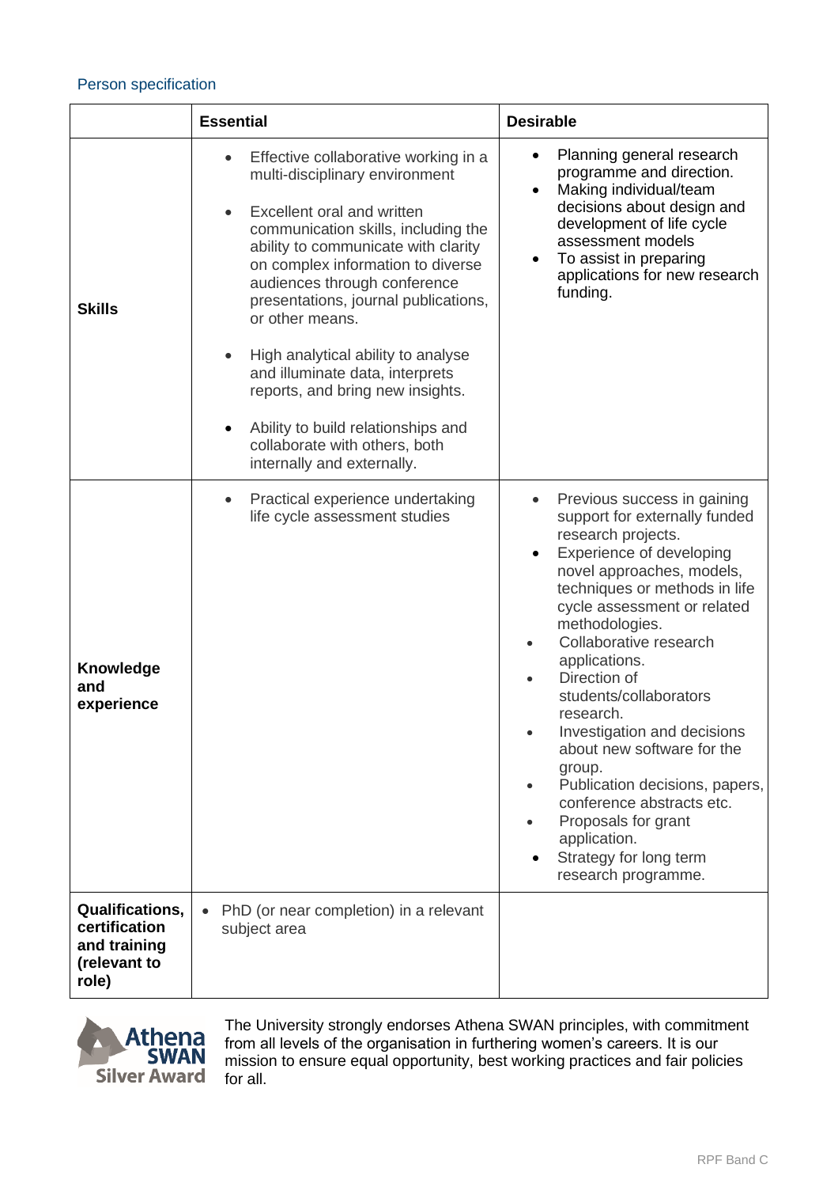## Person specification

| | Essential | Desirable |
|---|---|---|
| **Skills** | • Effective collaborative working in a multi-disciplinary environment<br><br>• Excellent oral and written communication skills, including the ability to communicate with clarity on complex information to diverse audiences through conference presentations, journal publications, or other means.<br><br>• High analytical ability to analyse and illuminate data, interprets reports, and bring new insights.<br><br>• Ability to build relationships and collaborate with others, both internally and externally. | • Planning general research programme and direction.<br>• Making individual/team decisions about design and development of life cycle assessment models<br>• To assist in preparing applications for new research funding. |
| **Knowledge and experience** | • Practical experience undertaking life cycle assessment studies | • Previous success in gaining support for externally funded research projects.<br>• Experience of developing novel approaches, models, techniques or methods in life cycle assessment or related methodologies.<br>• Collaborative research applications.<br>• Direction of students/collaborators research.<br>• Investigation and decisions about new software for the group.<br>• Publication decisions, papers, conference abstracts etc.<br>• Proposals for grant application.<br>• Strategy for long term research programme. |
| **Qualifications, certification and training (relevant to role)** | • PhD (or near completion) in a relevant subject area | |

Athena SWAN Silver Award

The University strongly endorses Athena SWAN principles, with commitment from all levels of the organisation in furthering women's careers. It is our mission to ensure equal opportunity, best working practices and fair policies for all.

RPF Band C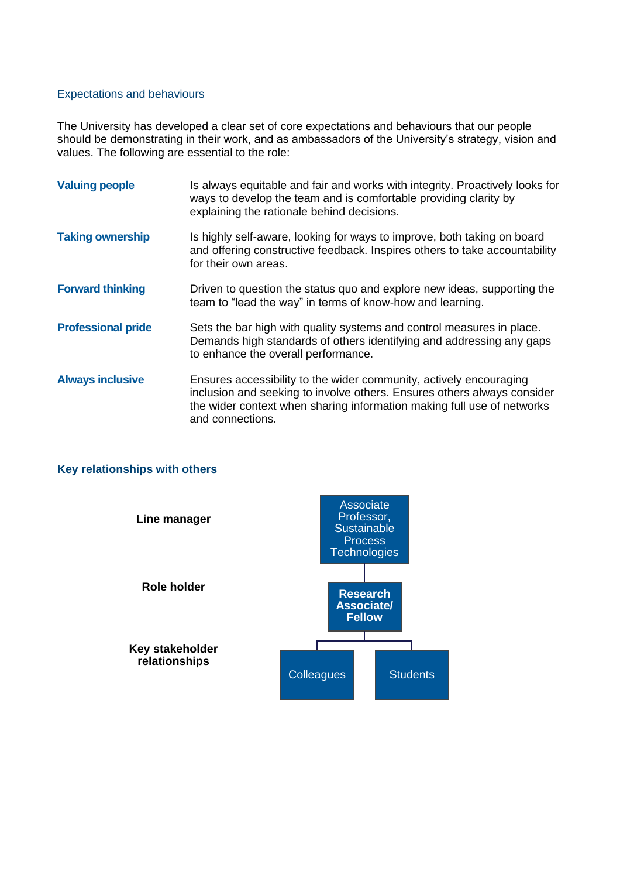## Expectations and behaviours

The University has developed a clear set of core expectations and behaviours that our people should be demonstrating in their work, and as ambassadors of the University's strategy, vision and values. The following are essential to the role:

| | |
|---|---|
| **Valuing people** | Is always equitable and fair and works with integrity. Proactively looks for ways to develop the team and is comfortable providing clarity by explaining the rationale behind decisions. |
| **Taking ownership** | Is highly self-aware, looking for ways to improve, both taking on board and offering constructive feedback. Inspires others to take accountability for their own areas. |
| **Forward thinking** | Driven to question the status quo and explore new ideas, supporting the team to "lead the way" in terms of know-how and learning. |
| **Professional pride** | Sets the bar high with quality systems and control measures in place. Demands high standards of others identifying and addressing any gaps to enhance the overall performance. |
| **Always inclusive** | Ensures accessibility to the wider community, actively encouraging inclusion and seeking to involve others. Ensures others always consider the wider context when sharing information making full use of networks and connections. |

## Key relationships with others

**Line manager**

Associate Professor, Sustainable Process Technologies

**Role holder**

**Research Associate/ Fellow**

**Key stakeholder relationships**

Colleagues

Students